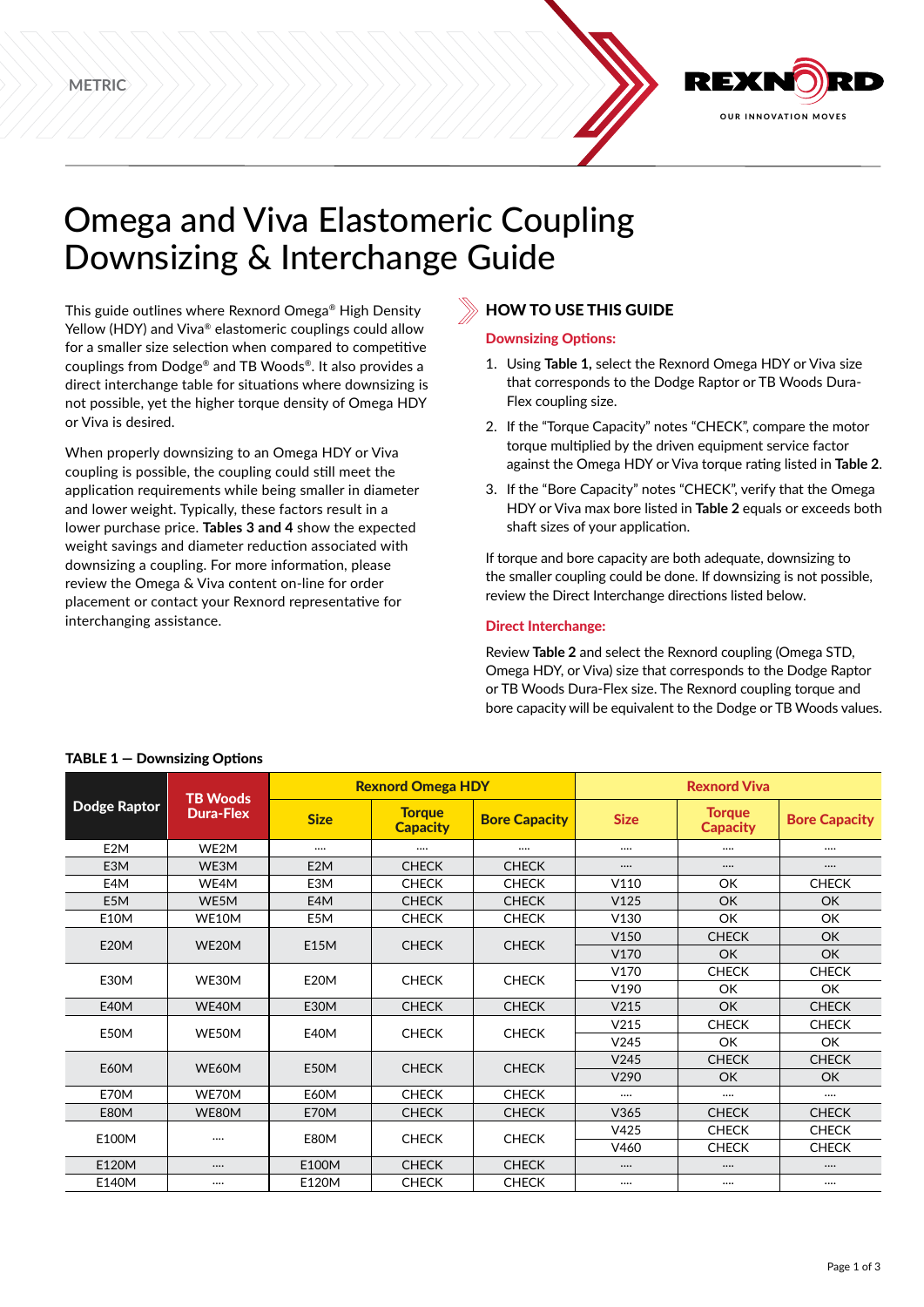METRIC

# Omega and Viva Elastomeric Coupling Downsizing & Interchange Guide

This guide outlines where Rexnord Omega® High Density Yellow (HDY) and Viva® elastomeric couplings could allow for a smaller size selection when compared to competitive couplings from Dodge® and TB Woods®. It also provides a direct interchange table for situations where downsizing is not possible, yet the higher torque density of Omega HDY or Viva is desired.

When properly downsizing to an Omega HDY or Viva coupling is possible, the coupling could still meet the application requirements while being smaller in diameter and lower weight. Typically, these factors result in a lower purchase price. **Tables 3 and 4** show the expected weight savings and diameter reduction associated with downsizing a coupling. For more information, please review the Omega & Viva content on-line for order placement or contact your Rexnord representative for interchanging assistance.

## HOW TO USE THIS GUIDE

### Downsizing Options:

1. Using **Table 1,** select the Rexnord Omega HDY or Viva size that corresponds to the Dodge Raptor or TB Woods Dura-Flex coupling size.
2. If the "Torque Capacity" notes "CHECK", compare the motor torque multiplied by the driven equipment service factor against the Omega HDY or Viva torque rating listed in **Table 2**.
3. If the "Bore Capacity" notes "CHECK", verify that the Omega HDY or Viva max bore listed in **Table 2** equals or exceeds both shaft sizes of your application.

If torque and bore capacity are both adequate, downsizing to the smaller coupling could be done. If downsizing is not possible, review the Direct Interchange directions listed below.

### Direct Interchange:

Review **Table 2** and select the Rexnord coupling (Omega STD, Omega HDY, or Viva) size that corresponds to the Dodge Raptor or TB Woods Dura-Flex size. The Rexnord coupling torque and bore capacity will be equivalent to the Dodge or TB Woods values.

**TABLE 1 — Downsizing Options**

| Dodge Raptor | TB Woods Dura-Flex | Rexnord Omega HDY | | | Rexnord Viva | | |
|---|---|---|---|---|---|---|---|
| | | Size | Torque Capacity | Bore Capacity | Size | Torque Capacity | Bore Capacity |
| E2M | WE2M | .... | .... | .... | .... | .... | .... |
| E3M | WE3M | E2M | CHECK | CHECK | .... | .... | .... |
| E4M | WE4M | E3M | CHECK | CHECK | V110 | OK | CHECK |
| E5M | WE5M | E4M | CHECK | CHECK | V125 | OK | OK |
| E10M | WE10M | E5M | CHECK | CHECK | V130 | OK | OK |
| E20M | WE20M | E15M | CHECK | CHECK | V150 | CHECK | OK |
| | | | | | V170 | OK | OK |
| E30M | WE30M | E20M | CHECK | CHECK | V170 | CHECK | CHECK |
| | | | | | V190 | OK | OK |
| E40M | WE40M | E30M | CHECK | CHECK | V215 | OK | CHECK |
| E50M | WE50M | E40M | CHECK | CHECK | V215 | CHECK | CHECK |
| | | | | | V245 | OK | OK |
| E60M | WE60M | E50M | CHECK | CHECK | V245 | CHECK | CHECK |
| | | | | | V290 | OK | OK |
| E70M | WE70M | E60M | CHECK | CHECK | .... | .... | .... |
| E80M | WE80M | E70M | CHECK | CHECK | V365 | CHECK | CHECK |
| E100M | .... | E80M | CHECK | CHECK | V425 | CHECK | CHECK |
| | | | | | V460 | CHECK | CHECK |
| E120M | .... | E100M | CHECK | CHECK | .... | .... | .... |
| E140M | .... | E120M | CHECK | CHECK | .... | .... | .... |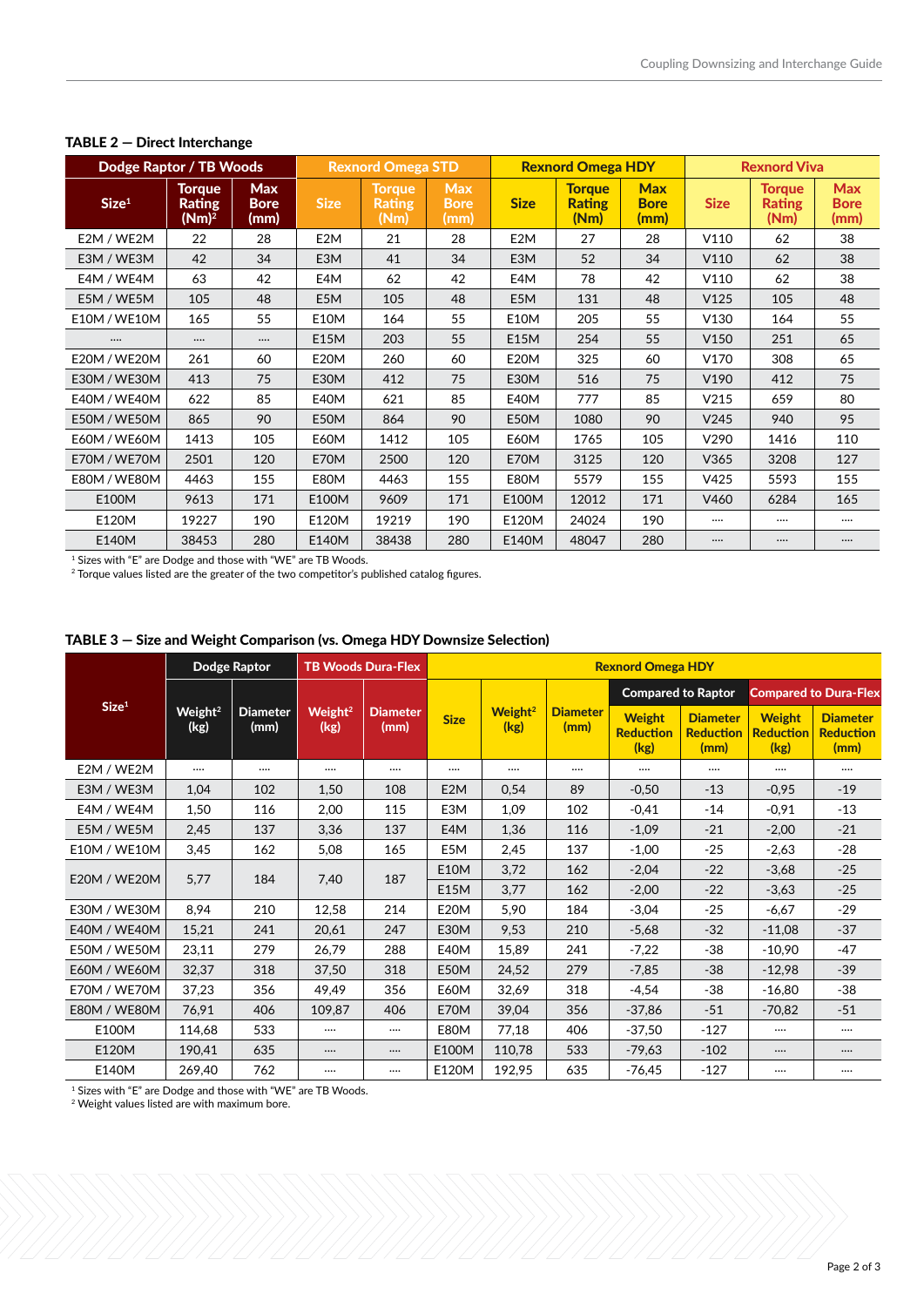**TABLE 2 — Direct Interchange**

| Dodge Raptor / TB Woods | | | Rexnord Omega STD | | | Rexnord Omega HDY | | | Rexnord Viva | | |
|---|---|---|---|---|---|---|---|---|---|---|---|
| Size[1] | Torque Rating (Nm)[2] | Max Bore (mm) | Size | Torque Rating (Nm) | Max Bore (mm) | Size | Torque Rating (Nm) | Max Bore (mm) | Size | Torque Rating (Nm) | Max Bore (mm) |
| E2M / WE2M | 22 | 28 | E2M | 21 | 28 | E2M | 27 | 28 | V110 | 62 | 38 |
| E3M / WE3M | 42 | 34 | E3M | 41 | 34 | E3M | 52 | 34 | V110 | 62 | 38 |
| E4M / WE4M | 63 | 42 | E4M | 62 | 42 | E4M | 78 | 42 | V110 | 62 | 38 |
| E5M / WE5M | 105 | 48 | E5M | 105 | 48 | E5M | 131 | 48 | V125 | 105 | 48 |
| E10M / WE10M | 165 | 55 | E10M | 164 | 55 | E10M | 205 | 55 | V130 | 164 | 55 |
| .... | .... | .... | E15M | 203 | 55 | E15M | 254 | 55 | V150 | 251 | 65 |
| E20M / WE20M | 261 | 60 | E20M | 260 | 60 | E20M | 325 | 60 | V170 | 308 | 65 |
| E30M / WE30M | 413 | 75 | E30M | 412 | 75 | E30M | 516 | 75 | V190 | 412 | 75 |
| E40M / WE40M | 622 | 85 | E40M | 621 | 85 | E40M | 777 | 85 | V215 | 659 | 80 |
| E50M / WE50M | 865 | 90 | E50M | 864 | 90 | E50M | 1080 | 90 | V245 | 940 | 95 |
| E60M / WE60M | 1413 | 105 | E60M | 1412 | 105 | E60M | 1765 | 105 | V290 | 1416 | 110 |
| E70M / WE70M | 2501 | 120 | E70M | 2500 | 120 | E70M | 3125 | 120 | V365 | 3208 | 127 |
| E80M / WE80M | 4463 | 155 | E80M | 4463 | 155 | E80M | 5579 | 155 | V425 | 5593 | 155 |
| E100M | 9613 | 171 | E100M | 9609 | 171 | E100M | 12012 | 171 | V460 | 6284 | 165 |
| E120M | 19227 | 190 | E120M | 19219 | 190 | E120M | 24024 | 190 | .... | .... | .... |
| E140M | 38453 | 280 | E140M | 38438 | 280 | E140M | 48047 | 280 | .... | .... | .... |

[1] Sizes with "E" are Dodge and those with "WE" are TB Woods.
[2] Torque values listed are the greater of the two competitor's published catalog figures.

**TABLE 3 — Size and Weight Comparison (vs. Omega HDY Downsize Selection)**

| Size[1] | Dodge Raptor | | TB Woods Dura-Flex | | Rexnord Omega HDY | | | | | | |
|---|---|---|---|---|---|---|---|---|---|---|---|
| | | | | | | | | Compared to Raptor | | Compared to Dura-Flex | |
| | Weight[2] (kg) | Diameter (mm) | Weight[2] (kg) | Diameter (mm) | Size | Weight[2] (kg) | Diameter (mm) | Weight Reduction (kg) | Diameter Reduction (mm) | Weight Reduction (kg) | Diameter Reduction (mm) |
| E2M / WE2M | .... | .... | .... | .... | .... | .... | .... | .... | .... | .... | .... |
| E3M / WE3M | 1,04 | 102 | 1,50 | 108 | E2M | 0,54 | 89 | -0,50 | -13 | -0,95 | -19 |
| E4M / WE4M | 1,50 | 116 | 2,00 | 115 | E3M | 1,09 | 102 | -0,41 | -14 | -0,91 | -13 |
| E5M / WE5M | 2,45 | 137 | 3,36 | 137 | E4M | 1,36 | 116 | -1,09 | -21 | -2,00 | -21 |
| E10M / WE10M | 3,45 | 162 | 5,08 | 165 | E5M | 2,45 | 137 | -1,00 | -25 | -2,63 | -28 |
| E20M / WE20M | 5,77 | 184 | 7,40 | 187 | E10M | 3,72 | 162 | -2,04 | -22 | -3,68 | -25 |
| | | | | | E15M | 3,77 | 162 | -2,00 | -22 | -3,63 | -25 |
| E30M / WE30M | 8,94 | 210 | 12,58 | 214 | E20M | 5,90 | 184 | -3,04 | -25 | -6,67 | -29 |
| E40M / WE40M | 15,21 | 241 | 20,61 | 247 | E30M | 9,53 | 210 | -5,68 | -32 | -11,08 | -37 |
| E50M / WE50M | 23,11 | 279 | 26,79 | 288 | E40M | 15,89 | 241 | -7,22 | -38 | -10,90 | -47 |
| E60M / WE60M | 32,37 | 318 | 37,50 | 318 | E50M | 24,52 | 279 | -7,85 | -38 | -12,98 | -39 |
| E70M / WE70M | 37,23 | 356 | 49,49 | 356 | E60M | 32,69 | 318 | -4,54 | -38 | -16,80 | -38 |
| E80M / WE80M | 76,91 | 406 | 109,87 | 406 | E70M | 39,04 | 356 | -37,86 | -51 | -70,82 | -51 |
| E100M | 114,68 | 533 | .... | .... | E80M | 77,18 | 406 | -37,50 | -127 | .... | .... |
| E120M | 190,41 | 635 | .... | .... | E100M | 110,78 | 533 | -79,63 | -102 | .... | .... |
| E140M | 269,40 | 762 | .... | .... | E120M | 192,95 | 635 | -76,45 | -127 | .... | .... |

[1] Sizes with "E" are Dodge and those with "WE" are TB Woods.
[2] Weight values listed are with maximum bore.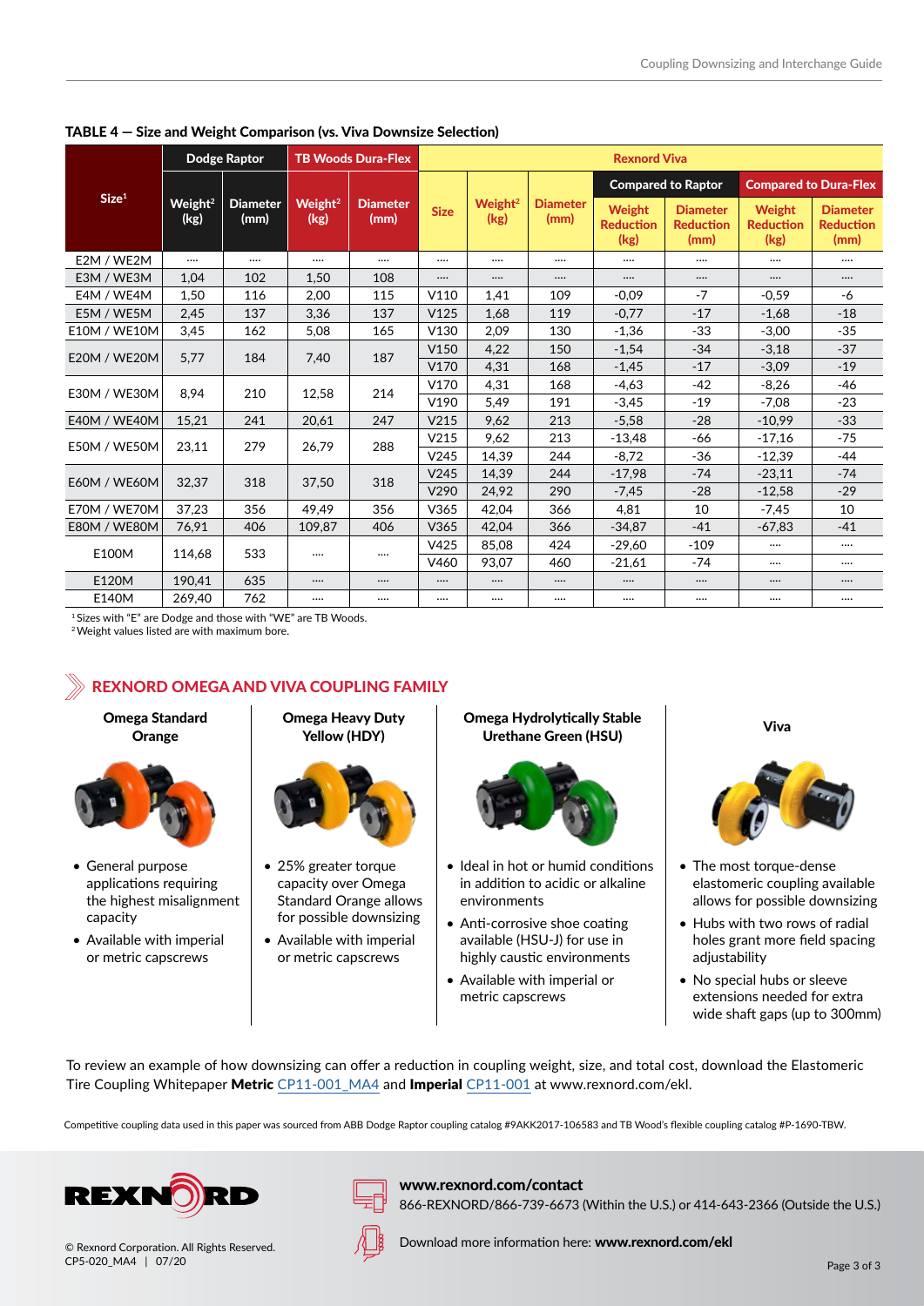**TABLE 4 — Size and Weight Comparison (vs. Viva Downsize Selection)**

| Size[1] | Dodge Raptor | | TB Woods Dura-Flex | | Rexnord Viva | | | | | | |
|---|---|---|---|---|---|---|---|---|---|---|---|
| | | | | | | | | Compared to Raptor | | Compared to Dura-Flex | |
| | Weight[2] (kg) | Diameter (mm) | Weight[2] (kg) | Diameter (mm) | Size | Weight[2] (kg) | Diameter (mm) | Weight Reduction (kg) | Diameter Reduction (mm) | Weight Reduction (kg) | Diameter Reduction (mm) |
| E2M / WE2M | .... | .... | .... | .... | .... | .... | .... | .... | .... | .... | .... |
| E3M / WE3M | 1,04 | 102 | 1,50 | 108 | .... | .... | .... | .... | .... | .... | .... |
| E4M / WE4M | 1,50 | 116 | 2,00 | 115 | V110 | 1,41 | 109 | -0,09 | -7 | -0,59 | -6 |
| E5M / WE5M | 2,45 | 137 | 3,36 | 137 | V125 | 1,68 | 119 | -0,77 | -17 | -1,68 | -18 |
| E10M / WE10M | 3,45 | 162 | 5,08 | 165 | V130 | 2,09 | 130 | -1,36 | -33 | -3,00 | -35 |
| E20M / WE20M | 5,77 | 184 | 7,40 | 187 | V150 | 4,22 | 150 | -1,54 | -34 | -3,18 | -37 |
| | | | | | V170 | 4,31 | 168 | -1,45 | -17 | -3,09 | -19 |
| E30M / WE30M | 8,94 | 210 | 12,58 | 214 | V170 | 4,31 | 168 | -4,63 | -42 | -8,26 | -46 |
| | | | | | V190 | 5,49 | 191 | -3,45 | -19 | -7,08 | -23 |
| E40M / WE40M | 15,21 | 241 | 20,61 | 247 | V215 | 9,62 | 213 | -5,58 | -28 | -10,99 | -33 |
| E50M / WE50M | 23,11 | 279 | 26,79 | 288 | V215 | 9,62 | 213 | -13,48 | -66 | -17,16 | -75 |
| | | | | | V245 | 14,39 | 244 | -8,72 | -36 | -12,39 | -44 |
| E60M / WE60M | 32,37 | 318 | 37,50 | 318 | V245 | 14,39 | 244 | -17,98 | -74 | -23,11 | -74 |
| | | | | | V290 | 24,92 | 290 | -7,45 | -28 | -12,58 | -29 |
| E70M / WE70M | 37,23 | 356 | 49,49 | 356 | V365 | 42,04 | 366 | 4,81 | 10 | -7,45 | 10 |
| E80M / WE80M | 76,91 | 406 | 109,87 | 406 | V365 | 42,04 | 366 | -34,87 | -41 | -67,83 | -41 |
| E100M | 114,68 | 533 | .... | .... | V425 | 85,08 | 424 | -29,60 | -109 | .... | .... |
| | | | | | V460 | 93,07 | 460 | -21,61 | -74 | .... | .... |
| E120M | 190,41 | 635 | .... | .... | .... | .... | .... | .... | .... | .... | .... |
| E140M | 269,40 | 762 | .... | .... | .... | .... | .... | .... | .... | .... | .... |

[1] Sizes with "E" are Dodge and those with "WE" are TB Woods.
[2] Weight values listed are with maximum bore.

## REXNORD OMEGA AND VIVA COUPLING FAMILY

**Omega Standard Orange**

- General purpose applications requiring the highest misalignment capacity
- Available with imperial or metric capscrews

**Omega Heavy Duty Yellow (HDY)**

- 25% greater torque capacity over Omega Standard Orange allows for possible downsizing
- Available with imperial or metric capscrews

**Omega Hydrolytically Stable Urethane Green (HSU)**

- Ideal in hot or humid conditions in addition to acidic or alkaline environments
- Anti-corrosive shoe coating available (HSU-J) for use in highly caustic environments
- Available with imperial or metric capscrews

**Viva**

- The most torque-dense elastomeric coupling available allows for possible downsizing
- Hubs with two rows of radial holes grant more field spacing adjustability
- No special hubs or sleeve extensions needed for extra wide shaft gaps (up to 300mm)

To review an example of how downsizing can offer a reduction in coupling weight, size, and total cost, download the Elastomeric Tire Coupling Whitepaper **Metric** CP11-001_MA4 and **Imperial** CP11-001 at www.rexnord.com/ekl.

Competitive coupling data used in this paper was sourced from ABB Dodge Raptor coupling catalog #9AKK2017-106583 and TB Wood's flexible coupling catalog #P-1690-TBW.

© Rexnord Corporation. All Rights Reserved.
CP5-020_MA4 | 07/20

**www.rexnord.com/contact**
866-REXNORD/866-739-6673 (Within the U.S.) or 414-643-2366 (Outside the U.S.)

Download more information here: **www.rexnord.com/ekl**